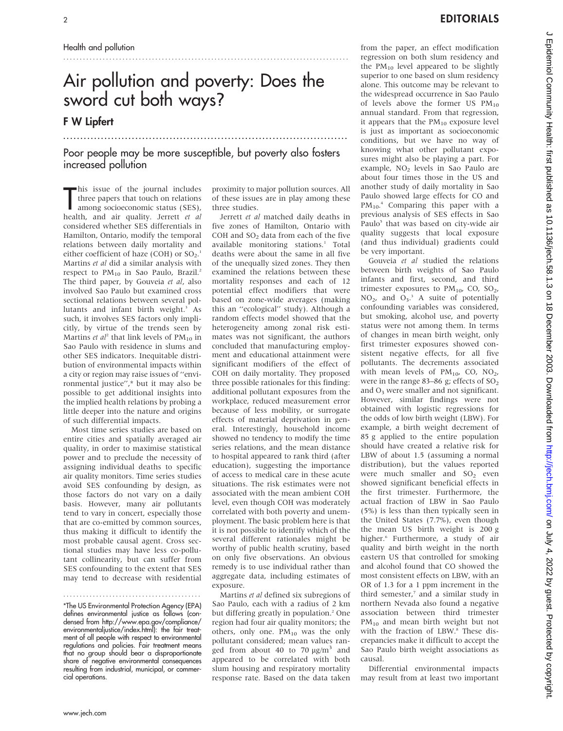Health and pollution

# Air pollution and poverty: Does the sword cut both ways?

## F W Lipfert

### Poor people may be more susceptible, but poverty also fosters increased pollution

This issue of the journal includes three papers that touch on relations among socioeconomic status (SES), health, and air quality. Jerrett *et al* considered whether SES differentials in Hamilton, Ontario, modify the temporal relations between daily mortality and either coefficient of haze (COH) or $SO_2$.[1] Martins *et al* did a similar analysis with respect to $PM_{10}$ in Sao Paulo, Brazil.[2] The third paper, by Gouveia *et al*, also involved Sao Paulo but examined cross sectional relations between several pollutants and infant birth weight.[3] As such, it involves SES factors only implicitly, by virtue of the trends seen by Martins *et al*[2] that link levels of $PM_{10}$ in Sao Paulo with residence in slums and other SES indicators. Inequitable distribution of environmental impacts within a city or region may raise issues of "environmental justice",* but it may also be possible to get additional insights into the implied health relations by probing a little deeper into the nature and origins of such differential impacts.

Most time series studies are based on entire cities and spatially averaged air quality, in order to maximise statistical power and to preclude the necessity of assigning individual deaths to specific air quality monitors. Time series studies avoid SES confounding by design, as those factors do not vary on a daily basis. However, many air pollutants tend to vary in concert, especially those that are co-emitted by common sources, thus making it difficult to identify the most probable causal agent. Cross sectional studies may have less co-pollutant collinearity, but can suffer from SES confounding to the extent that SES may tend to decrease with residential proximity to major pollution sources. All of these issues are in play among these three studies.

Jerrett *et al* matched daily deaths in five zones of Hamilton, Ontario with COH and $SO_2$ data from each of the five available monitoring stations.[1] Total deaths were about the same in all five of the unequally sized zones. They then examined the relations between these mortality responses and each of 12 potential effect modifiers that were based on zone-wide averages (making this an "ecological" study). Although a random effects model showed that the heterogeneity among zonal risk estimates was not significant, the authors concluded that manufacturing employment and educational attainment were significant modifiers of the effect of COH on daily mortality. They proposed three possible rationales for this finding: additional pollutant exposures from the workplace, reduced measurement error because of less mobility, or surrogate effects of material deprivation in general. Interestingly, household income showed no tendency to modify the time series relations, and the mean distance to hospital appeared to rank third (after education), suggesting the importance of access to medical care in these acute situations. The risk estimates were not associated with the mean ambient COH level, even though COH was moderately correlated with both poverty and unemployment. The basic problem here is that it is not possible to identify which of the several different rationales might be worthy of public health scrutiny, based on only five observations. An obvious remedy is to use individual rather than aggregate data, including estimates of exposure.

Martins *et al* defined six subregions of Sao Paulo, each with a radius of 2 km but differing greatly in population.[2] One region had four air quality monitors; the others, only one. $PM_{10}$ was the only pollutant considered; mean values ranged from about 40 to 70 μg/m$^3$ and appeared to be correlated with both slum housing and respiratory mortality response rate. Based on the data taken from the paper, an effect modification regression on both slum residency and the $PM_{10}$ level appeared to be slightly superior to one based on slum residency alone. This outcome may be relevant to the widespread occurrence in Sao Paulo of levels above the former US $PM_{10}$ annual standard. From that regression, it appears that the $PM_{10}$ exposure level is just as important as socioeconomic conditions, but we have no way of knowing what other pollutant exposures might also be playing a part. For example, $NO_2$ levels in Sao Paulo are about four times those in the US and another study of daily mortality in Sao Paulo showed large effects for CO and $PM_{10}$.[4] Comparing this paper with a previous analysis of SES effects in Sao Paulo[5] that was based on city-wide air quality suggests that local exposure (and thus individual) gradients could be very important.

Gouveia *et al* studied the relations between birth weights of Sao Paulo infants and first, second, and third trimester exposures to $PM_{10}$, CO, $SO_2$, $NO_2$, and $O_3$.[3] A suite of potentially confounding variables was considered, but smoking, alcohol use, and poverty status were not among them. In terms of changes in mean birth weight, only first trimester exposures showed consistent negative effects, for all five pollutants. The decrements associated with mean levels of $PM_{10}$, CO, $NO_2$, were in the range 83–86 g; effects of $SO_2$ and $O_3$ were smaller and not significant. However, similar findings were not obtained with logistic regressions for the odds of low birth weight (LBW). For example, a birth weight decrement of 85 g applied to the entire population should have created a relative risk for LBW of about 1.5 (assuming a normal distribution), but the values reported were much smaller and $SO_2$ even showed significant beneficial effects in the first trimester. Furthermore, the actual fraction of LBW in Sao Paulo (5%) is less than then typically seen in the United States (7.7%), even though the mean US birth weight is 200 g higher.[6] Furthermore, a study of air quality and birth weight in the north eastern US that controlled for smoking and alcohol found that CO showed the most consistent effects on LBW, with an OR of 1.3 for a 1 ppm increment in the third semester,[7] and a similar study in northern Nevada also found a negative association between third trimester $PM_{10}$ and mean birth weight but not with the fraction of LBW.[8] These discrepancies make it difficult to accept the Sao Paulo birth weight associations as causal.

Differential environmental impacts may result from at least two important

---

*The US Environmental Protection Agency (EPA) defines environmental justice as follows (condensed from http://www.epa.gov/compliance/environmentaljustice/index.html): the fair treatment of all people with respect to environmental regulations and policies. Fair treatment means that no group should bear a disproportionate share of negative environmental consequences resulting from industrial, municipal, or commercial operations.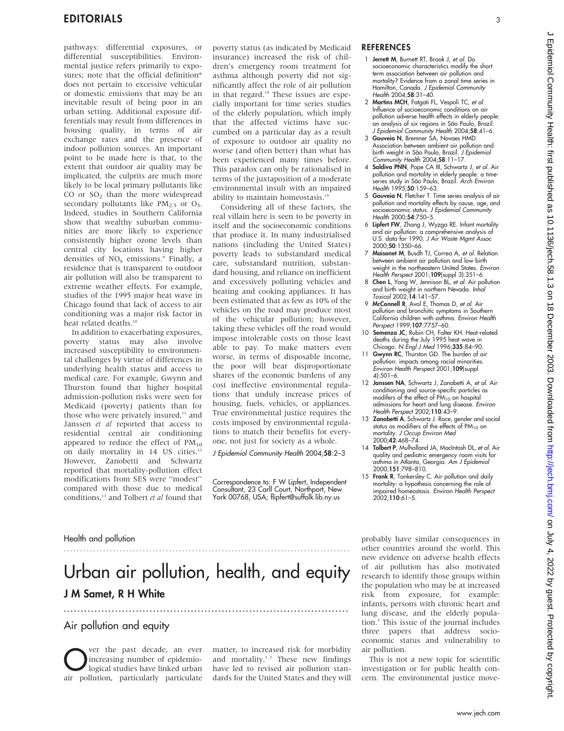pathways: differential exposures, or differential susceptibilities. Environmental justice refers primarily to exposures; note that the official definition* does not pertain to excessive vehicular or domestic emissions that may be an inevitable result of being poor in an urban setting. Additional exposure differentials may result from differences in housing quality, in terms of air exchange rates and the presence of indoor pollution sources. An important point to be made here is that, to the extent that outdoor air quality may be implicated, the culprits are much more likely to be local primary pollutants like CO or $SO_2$ than the more widespread secondary pollutants like $PM_{2.5}$ or $O_3$. Indeed, studies in Southern California show that wealthy suburban communities are more likely to experience consistently higher ozone levels than central city locations having higher densities of $NO_x$ emissions.[9] Finally, a residence that is transparent to outdoor air pollution will also be transparent to extreme weather effects. For example, studies of the 1995 major heat wave in Chicago found that lack of access to air conditioning was a major risk factor in heat related deaths.[10]

In addition to exacerbating exposures, poverty status may also involve increased susceptibility to environmental challenges by virtue of differences in underlying health status and access to medical care. For example, Gwynn and Thurston found that higher hospital admission-pollution risks were seen for Medicaid (poverty) patients than for those who were privately insured,[11] and Janssen *et al* reported that access to residential central air conditioning appeared to reduce the effect of $PM_{10}$ on daily mortality in 14 US cities.[12] However, Zanobetti and Schwartz reported that mortality-pollution effect modifications from SES were "modest" compared with those due to medical conditions,[13] and Tolbert *et al* found that poverty status (as indicated by Medicaid insurance) increased the risk of children's emergency room treatment for asthma although poverty did not significantly affect the role of air pollution in that regard.[14] These issues are especially important for time series studies of the elderly population, which imply that the affected victims have succumbed on a particular day as a result of exposure to outdoor air quality no worse (and often better) than what has been experienced many times before. This paradox can only be rationalised in terms of the juxtaposition of a moderate environmental insult with an impaired ability to maintain homeostasis.[15]

Considering all of these factors, the real villain here is seen to be poverty in itself and the socioeconomic conditions that produce it. In many industrialised nations (including the United States) poverty leads to substandard medical care, substandard nutrition, substandard housing, and reliance on inefficient and excessively polluting vehicles and heating and cooking appliances. It has been estimated that as few as 10% of the vehicles on the road may produce most of the vehicular pollution; however, taking these vehicles off the road would impose intolerable costs on those least able to pay. To make matters even worse, in terms of disposable income, the poor will bear disproportionate shares of the economic burdens of any cost ineffective environmental regulations that unduly increase prices of housing, fuels, vehicles, or appliances. True environmental justice requires the costs imposed by environmental regulations to match their benefits for everyone, not just for society as a whole.

*J Epidemiol Community Health* 2004;**58**:2–3

Correspondence to: F W Lipfert, Independent Consultant, 23 Carll Court, Northport, New York 00768, USA; flipfert@suffolk.lib.ny.us

## REFERENCES

1. **Jerrett M**, Burnett RT, Brook J, *et al*. Do socioeconomic characteristics modify the short term association between air pollution and mortality? Evidence from a zonal time series in Hamilton, Canada. *J Epidemiol Community Health* 2004;**58**:31–40.
2. **Martins MCH**, Fatgati FL, Vespoli TC, *et al*. Influence of socioeconomic conditions on air pollution adverse health effects in elderly people: an analysis of six regions in São Paulo, Brazil. *J Epidemiol Community Health* 2004;**58**:41–6.
3. **Gouveia N**, Bremner SA, Novaes HMD. Association between ambient air pollution and birth weight in São Paulo, Brazil. *J Epidemiol Community Health* 2004;**58**:11–17.
4. **Saldiva PNN**, Pope CA III, Schwartz J, *et al*. Air pollution and mortality in elderly people: a time-series study in São Paulo, Brazil. *Arch Environ Health* 1995;**50**:159–63.
5. **Gouveia N**, Fletcher T. Time series analysis of air pollution and mortality effects by cause, age, and socioeconomic status. *J Epidemiol Community Health* 2000;**54**:750–5.
6. **Lipfert FW**, Zhang J, Wyzga RE. Infant mortality and air pollution: a comprehensive analysis of U.S. data for 1990. *J Air Waste Mgmt Assoc* 2000;**50**:1350–66.
7. **Maisonet M**, Busdh TJ, Correa A, *et al*. Relation between ambient air pollution and low birth weight in the northeastern United States. *Environ Health Perspect* 2001;**109**(suppl 3):351–6.
8. **Chen L**, Yang W, Jennison BL, *et al*. Air pollution and birth weight in northern Nevada. *Inhal Toxicol* 2002;**14**:141–57.
9. **McConnell R**, Avol E, Thomas D, *et al*. Air pollution and bronchitic symptoms in Southern California children with asthma. *Environ Health Perspect* 1999;**107**:7757–60.
10. **Semenza JC**, Rubin CH, Falter KH. Heat-related deaths during the July 1995 heat wave in Chicago. *N Engl J Med* 1996;**335**:84–90.
11. **Gwynn RC**, Thurston GD. The burden of air pollution: impacts among racial minorities. *Environ Health Perspect* 2001;**109**(suppl 4):501–6.
12. **Janssen NA**, Schwartz J, Zanobetti A, *et al*. Air conditioning and source-specific particles as modifers of the effect of $PM_{10}$ on hospital admissions for heart and lung disease. *Environ Health Perspect* 2002;**110**:43–9.
13. **Zanobetti A**, Schwartz J. Race, gender and social status as modifiers of the effects of $PM_{10}$ on mortality. *J Occup Environ Med* 2000;**42**:468–74.
14. **Tolbert P**, Mulholland JA, MacIntosh DL, *et al*. Air quality and pediatric emergency room visits for asthma in Atlanta, Georgia. *Am J Epidemiol* 2000;**151**:798–810.
15. **Frank R**, Tankersley C. Air pollution and daily mortality: a hypothesis concerning the role of impaired homeostasis. *Environ Health Perspect* 2002;**110**:61–5.

Health and pollution

# Urban air pollution, health, and equity

## J M Samet, R H White

### Air pollution and equity

Over the past decade, an ever increasing number of epidemiological studies have linked urban air pollution, particularly particulate matter, to increased risk for morbidity and mortality.[1,2] These new findings have led to revised air pollution standards for the United States and they will probably have similar consequences in other countries around the world. This new evidence on adverse health effects of air pollution has also motivated research to identify those groups within the population who may be at increased risk from exposure, for example: infants, persons with chronic heart and lung disease, and the elderly population.[3] This issue of the journal includes three papers that address socioeconomic status and vulnerability to air pollution.

This is not a new topic for scientific investigation or for public health concern. The environmental justice move-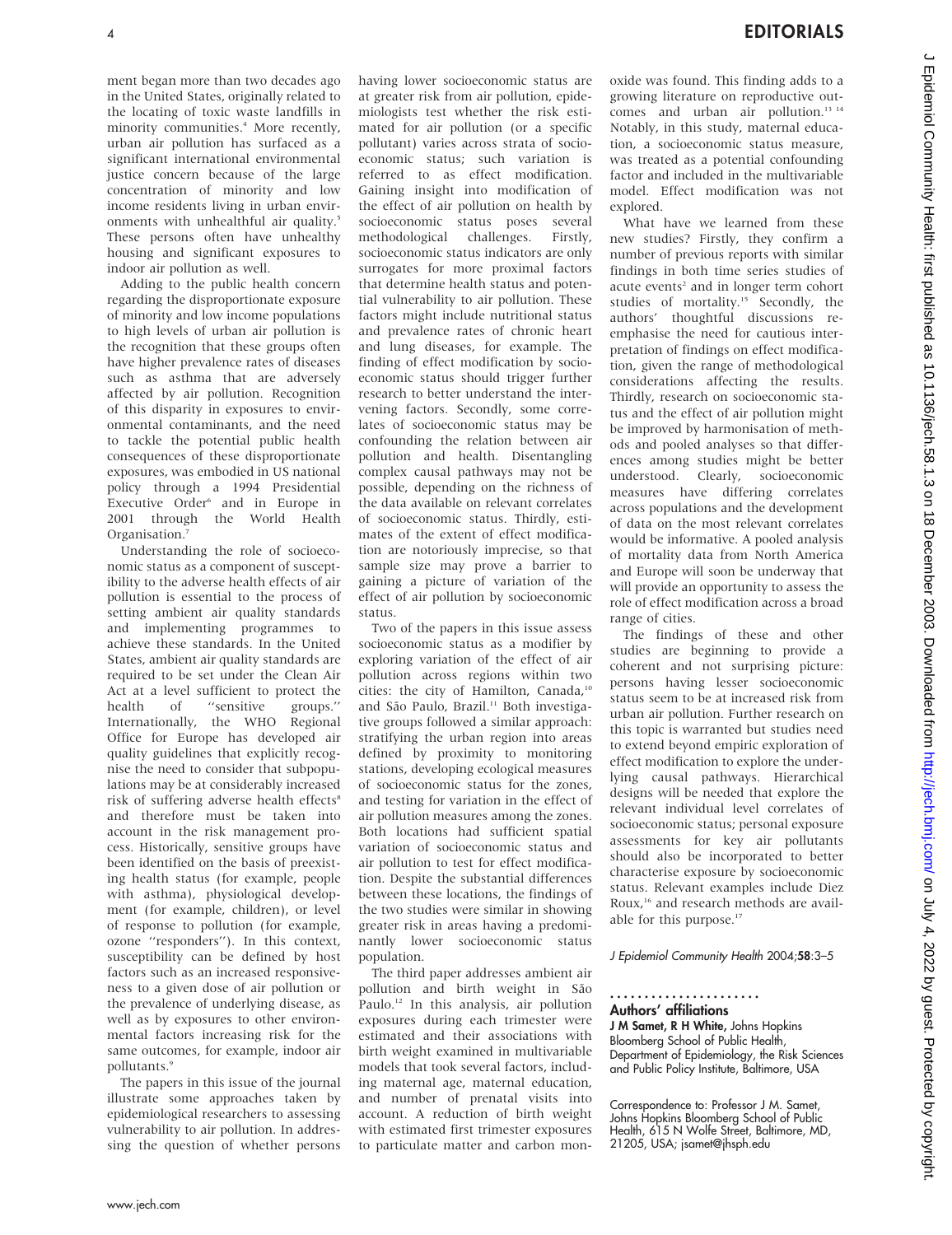ment began more than two decades ago in the United States, originally related to the locating of toxic waste landfills in minority communities.[4] More recently, urban air pollution has surfaced as a significant international environmental justice concern because of the large concentration of minority and low income residents living in urban environments with unhealthful air quality.[5] These persons often have unhealthy housing and significant exposures to indoor air pollution as well.

Adding to the public health concern regarding the disproportionate exposure of minority and low income populations to high levels of urban air pollution is the recognition that these groups often have higher prevalence rates of diseases such as asthma that are adversely affected by air pollution. Recognition of this disparity in exposures to environmental contaminants, and the need to tackle the potential public health consequences of these disproportionate exposures, was embodied in US national policy through a 1994 Presidential Executive Order[6] and in Europe in 2001 through the World Health Organisation.[7]

Understanding the role of socioeconomic status as a component of susceptibility to the adverse health effects of air pollution is essential to the process of setting ambient air quality standards and implementing programmes to achieve these standards. In the United States, ambient air quality standards are required to be set under the Clean Air Act at a level sufficient to protect the health of "sensitive groups." Internationally, the WHO Regional Office for Europe has developed air quality guidelines that explicitly recognise the need to consider that subpopulations may be at considerably increased risk of suffering adverse health effects[8] and therefore must be taken into account in the risk management process. Historically, sensitive groups have been identified on the basis of preexisting health status (for example, people with asthma), physiological development (for example, children), or level of response to pollution (for example, ozone "responders"). In this context, susceptibility can be defined by host factors such as an increased responsiveness to a given dose of air pollution or the prevalence of underlying disease, as well as by exposures to other environmental factors increasing risk for the same outcomes, for example, indoor air pollutants.[9]

The papers in this issue of the journal illustrate some approaches taken by epidemiological researchers to assessing vulnerability to air pollution. In addressing the question of whether persons having lower socioeconomic status are at greater risk from air pollution, epidemiologists test whether the risk estimated for air pollution (or a specific pollutant) varies across strata of socioeconomic status; such variation is referred to as effect modification. Gaining insight into modification of the effect of air pollution on health by socioeconomic status poses several methodological challenges. Firstly, socioeconomic status indicators are only surrogates for more proximal factors that determine health status and potential vulnerability to air pollution. These factors might include nutritional status and prevalence rates of chronic heart and lung diseases, for example. The finding of effect modification by socioeconomic status should trigger further research to better understand the intervening factors. Secondly, some correlates of socioeconomic status may be confounding the relation between air pollution and health. Disentangling complex causal pathways may not be possible, depending on the richness of the data available on relevant correlates of socioeconomic status. Thirdly, estimates of the extent of effect modification are notoriously imprecise, so that sample size may prove a barrier to gaining a picture of variation of the effect of air pollution by socioeconomic status.

Two of the papers in this issue assess socioeconomic status as a modifier by exploring variation of the effect of air pollution across regions within two cities: the city of Hamilton, Canada,[10] and São Paulo, Brazil.[11] Both investigative groups followed a similar approach: stratifying the urban region into areas defined by proximity to monitoring stations, developing ecological measures of socioeconomic status for the zones, and testing for variation in the effect of air pollution measures among the zones. Both locations had sufficient spatial variation of socioeconomic status and air pollution to test for effect modification. Despite the substantial differences between these locations, the findings of the two studies were similar in showing greater risk in areas having a predominantly lower socioeconomic status population.

The third paper addresses ambient air pollution and birth weight in São Paulo.[12] In this analysis, air pollution exposures during each trimester were estimated and their associations with birth weight examined in multivariable models that took several factors, including maternal age, maternal education, and number of prenatal visits into account. A reduction of birth weight with estimated first trimester exposures to particulate matter and carbon monoxide was found. This finding adds to a growing literature on reproductive outcomes and urban air pollution.[13,14] Notably, in this study, maternal education, a socioeconomic status measure, was treated as a potential confounding factor and included in the multivariable model. Effect modification was not explored.

What have we learned from these new studies? Firstly, they confirm a number of previous reports with similar findings in both time series studies of acute events[2] and in longer term cohort studies of mortality.[15] Secondly, the authors' thoughtful discussions reemphasise the need for cautious interpretation of findings on effect modification, given the range of methodological considerations affecting the results. Thirdly, research on socioeconomic status and the effect of air pollution might be improved by harmonisation of methods and pooled analyses so that differences among studies might be better understood. Clearly, socioeconomic measures have differing correlates across populations and the development of data on the most relevant correlates would be informative. A pooled analysis of mortality data from North America and Europe will soon be underway that will provide an opportunity to assess the role of effect modification across a broad range of cities.

The findings of these and other studies are beginning to provide a coherent and not surprising picture: persons having lesser socioeconomic status seem to be at increased risk from urban air pollution. Further research on this topic is warranted but studies need to extend beyond empiric exploration of effect modification to explore the underlying causal pathways. Hierarchical designs will be needed that explore the relevant individual level correlates of socioeconomic status; personal exposure assessments for key air pollutants should also be incorporated to better characterise exposure by socioeconomic status. Relevant examples include Diez Roux,[16] and research methods are available for this purpose.[17]

*J Epidemiol Community Health* 2004;**58**:3–5

## Authors' affiliations

**J M Samet, R H White,** Johns Hopkins Bloomberg School of Public Health, Department of Epidemiology, the Risk Sciences and Public Policy Institute, Baltimore, USA

Correspondence to: Professor J M. Samet, Johns Hopkins Bloomberg School of Public Health, 615 N Wolfe Street, Baltimore, MD, 21205, USA; jsamet@jhsph.edu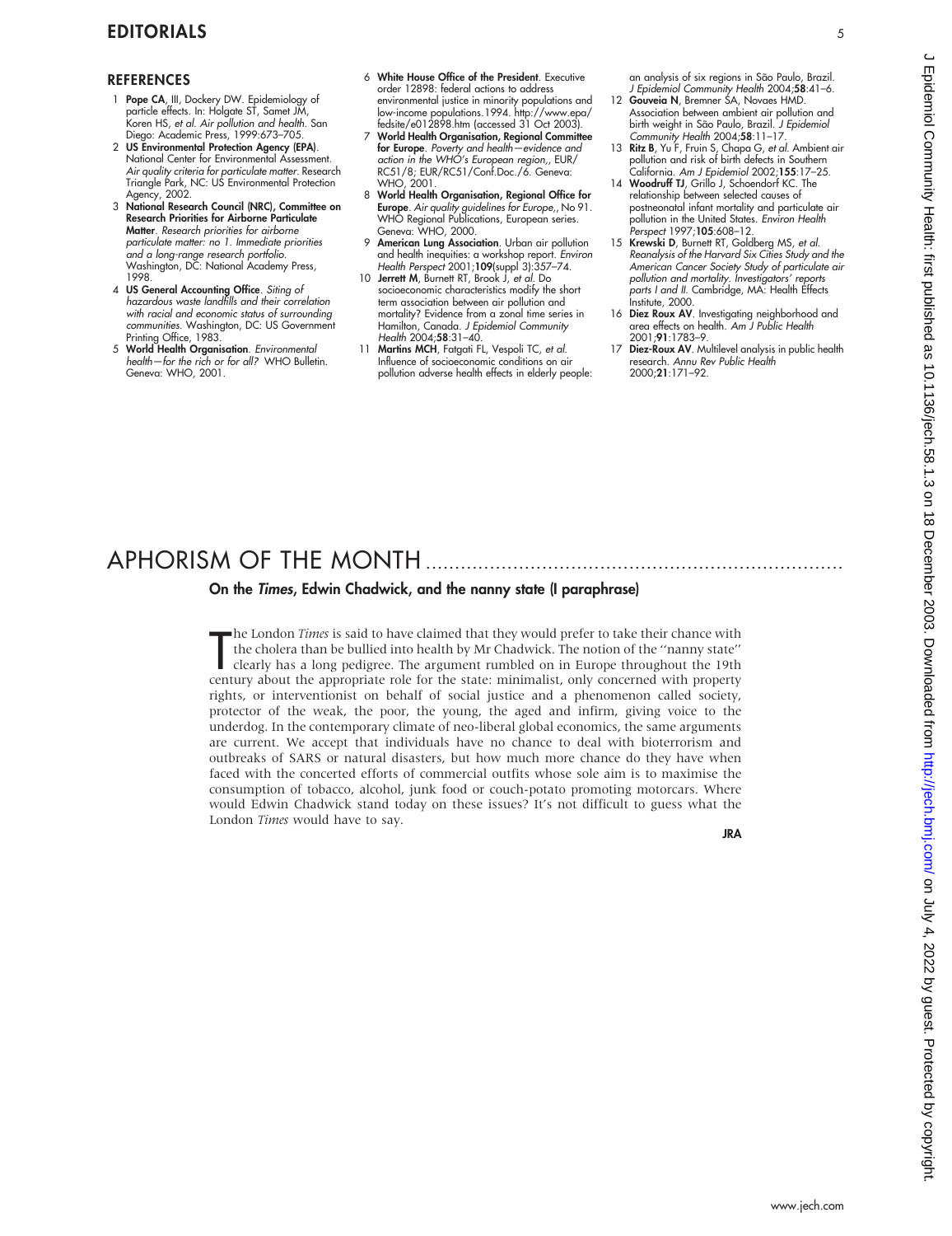## REFERENCES

1. **Pope CA**, III, Dockery DW. Epidemiology of particle effects. In: Holgate ST, Samet JM, Koren HS, *et al. Air pollution and health*. San Diego: Academic Press, 1999:673–705.
2. **US Environmental Protection Agency (EPA)**. National Center for Environmental Assessment. *Air quality criteria for particulate matter*. Research Triangle Park, NC: US Environmental Protection Agency, 2002.
3. **National Research Council (NRC), Committee on Research Priorities for Airborne Particulate Matter**. *Research priorities for airborne particulate matter: no 1. Immediate priorities and a long-range research portfolio*. Washington, DC: National Academy Press, 1998.
4. **US General Accounting Office**. *Siting of hazardous waste landfills and their correlation with racial and economic status of surrounding communities*. Washington, DC: US Government Printing Office, 1983.
5. **World Health Organisation**. *Environmental health—for the rich or for all?* WHO Bulletin. Geneva: WHO, 2001.
6. **White House Office of the President**. Executive order 12898: federal actions to address environmental justice in minority populations and low-income populations.1994. http://www.epa/fedsite/e012898.htm (accessed 31 Oct 2003).
7. **World Health Organisation, Regional Committee for Europe**. *Poverty and health—evidence and action in the WHO's European region,*, EUR/RC51/8; EUR/RC51/Conf.Doc./6. Geneva: WHO, 2001.
8. **World Health Organisation, Regional Office for Europe**. *Air quality guidelines for Europe*,, No 91. WHO Regional Publications, European series. Geneva: WHO, 2000.
9. **American Lung Association**. Urban air pollution and health inequities: a workshop report. *Environ Health Perspect* 2001;**109**(suppl 3):357–74.
10. **Jerrett M**, Burnett RT, Brook J, *et al*. Do socioeconomic characteristics modify the short term association between air pollution and mortality? Evidence from a zonal time series in Hamilton, Canada. *J Epidemiol Community Health* 2004;**58**:31–40.
11. **Martins MCH**, Fatgati FL, Vespoli TC, *et al*. Influence of socioeconomic conditions on air pollution adverse health effects in elderly people: an analysis of six regions in São Paulo, Brazil. *J Epidemiol Community Health* 2004;**58**:41–6.
12. **Gouveia N**, Bremner SA, Novaes HMD. Association between ambient air pollution and birth weight in São Paulo, Brazil. *J Epidemiol Community Health* 2004;**58**:11–17.
13. **Ritz B**, Yu F, Fruin S, Chapa G, *et al*. Ambient air pollution and risk of birth defects in Southern California. *Am J Epidemiol* 2002;**155**:17–25.
14. **Woodruff TJ**, Grillo J, Schoendorf KC. The relationship between selected causes of postneonatal infant mortality and particulate air pollution in the United States. *Environ Health Perspect* 1997;**105**:608–12.
15. **Krewski D**, Burnett RT, Goldberg MS, *et al*. *Reanalysis of the Harvard Six Cities Study and the American Cancer Society Study of particulate air pollution and mortality. Investigators' reports parts I and II*. Cambridge, MA: Health Effects Institute, 2000.
16. **Diez Roux AV**. Investigating neighborhood and area effects on health. *Am J Public Health* 2001;**91**:1783–9.
17. **Diez-Roux AV**. Multilevel analysis in public health research. *Annu Rev Public Health* 2000;**21**:171–92.

# APHORISM OF THE MONTH

### On the *Times*, Edwin Chadwick, and the nanny state (I paraphrase)

The London *Times* is said to have claimed that they would prefer to take their chance with the cholera than be bullied into health by Mr Chadwick. The notion of the "nanny state" clearly has a long pedigree. The argument rumbled on in Europe throughout the 19th century about the appropriate role for the state: minimalist, only concerned with property rights, or interventionist on behalf of social justice and a phenomenon called society, protector of the weak, the poor, the young, the aged and infirm, giving voice to the underdog. In the contemporary climate of neo-liberal global economics, the same arguments are current. We accept that individuals have no chance to deal with bioterrorism and outbreaks of SARS or natural disasters, but how much more chance do they have when faced with the concerted efforts of commercial outfits whose sole aim is to maximise the consumption of tobacco, alcohol, junk food or couch-potato promoting motorcars. Where would Edwin Chadwick stand today on these issues? It's not difficult to guess what the London *Times* would have to say.

**JRA**